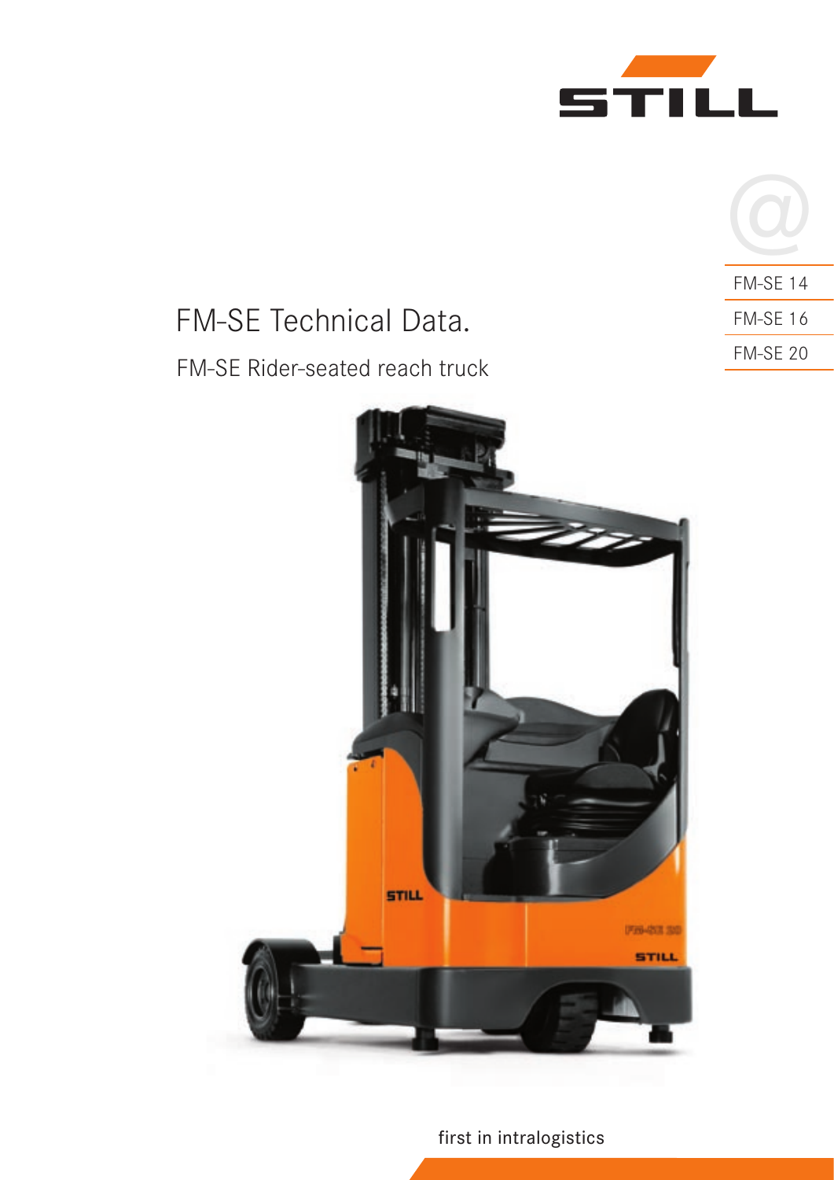STILL

FM-SE 14

FM-SE 16

FM-SE 20

# FM-SE Technical Data.

## FM-SE Rider-seated reach truck

first in intralogistics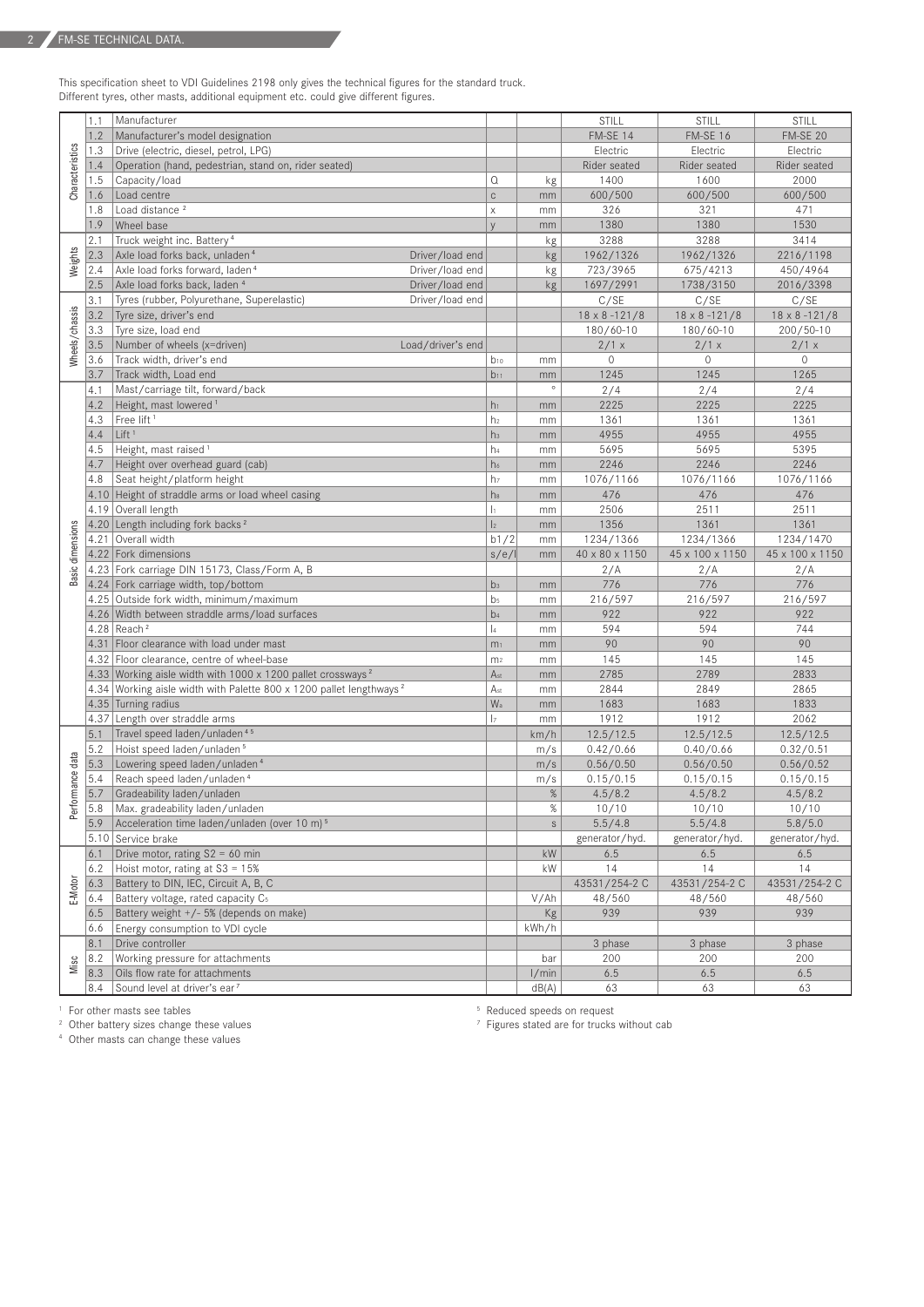## FM-SE TECHNICAL DATA.

This specification sheet to VDI Guidelines 2198 only gives the technical figures for the standard truck.
Different tyres, other masts, additional equipment etc. could give different figures.

| | | | | | | | | |
|---|---|---|---|---|---|---|---|---|
| Characteristics | 1.1 | Manufacturer | | | | STILL | STILL | STILL |
| | 1.2 | Manufacturer's model designation | | | | FM-SE 14 | FM-SE 16 | FM-SE 20 |
| | 1.3 | Drive (electric, diesel, petrol, LPG) | | | | Electric | Electric | Electric |
| | 1.4 | Operation (hand, pedestrian, stand on, rider seated) | | | | Rider seated | Rider seated | Rider seated |
| | 1.5 | Capacity/load | | Q | kg | 1400 | 1600 | 2000 |
| | 1.6 | Load centre | | c | mm | 600/500 | 600/500 | 600/500 |
| | 1.8 | Load distance [2] | | x | mm | 326 | 321 | 471 |
| | 1.9 | Wheel base | | y | mm | 1380 | 1380 | 1530 |
| Weights | 2.1 | Truck weight inc. Battery [4] | | | kg | 3288 | 3288 | 3414 |
| | 2.3 | Axle load forks back, unladen [4] | Driver/load end | | kg | 1962/1326 | 1962/1326 | 2216/1198 |
| | 2.4 | Axle load forks forward, laden [4] | Driver/load end | | kg | 723/3965 | 675/4213 | 450/4964 |
| | 2.5 | Axle load forks back, laden [4] | Driver/load end | | kg | 1697/2991 | 1738/3150 | 2016/3398 |
| Wheels/chassis | 3.1 | Tyres (rubber, Polyurethane, Superelastic) | Driver/load end | | | C/SE | C/SE | C/SE |
| | 3.2 | Tyre size, driver's end | | | | 18 x 8 -121/8 | 18 x 8 -121/8 | 18 x 8 -121/8 |
| | 3.3 | Tyre size, load end | | | | 180/60-10 | 180/60-10 | 200/50-10 |
| | 3.5 | Number of wheels (x=driven) | Load/driver's end | | | 2/1 x | 2/1 x | 2/1 x |
| | 3.6 | Track width, driver's end | | $b_{10}$ | mm | 0 | 0 | 0 |
| | 3.7 | Track width, Load end | | $b_{11}$ | mm | 1245 | 1245 | 1265 |
| Basic dimensions | 4.1 | Mast/carriage tilt, forward/back | | | ° | 2/4 | 2/4 | 2/4 |
| | 4.2 | Height, mast lowered [1] | | $h_1$ | mm | 2225 | 2225 | 2225 |
| | 4.3 | Free lift [1] | | $h_2$ | mm | 1361 | 1361 | 1361 |
| | 4.4 | Lift [1] | | $h_3$ | mm | 4955 | 4955 | 4955 |
| | 4.5 | Height, mast raised [1] | | $h_4$ | mm | 5695 | 5695 | 5395 |
| | 4.7 | Height over overhead guard (cab) | | $h_6$ | mm | 2246 | 2246 | 2246 |
| | 4.8 | Seat height/platform height | | $h_7$ | mm | 1076/1166 | 1076/1166 | 1076/1166 |
| | 4.10 | Height of straddle arms or load wheel casing | | $h_8$ | mm | 476 | 476 | 476 |
| | 4.19 | Overall length | | $l_1$ | mm | 2506 | 2511 | 2511 |
| | 4.20 | Length including fork backs [2] | | $l_2$ | mm | 1356 | 1361 | 1361 |
| | 4.21 | Overall width | | b1/2 | mm | 1234/1366 | 1234/1366 | 1234/1470 |
| | 4.22 | Fork dimensions | | s/e/l | mm | 40 x 80 x 1150 | 45 x 100 x 1150 | 45 x 100 x 1150 |
| | 4.23 | Fork carriage DIN 15173, Class/Form A, B | | | | 2/A | 2/A | 2/A |
| | 4.24 | Fork carriage width, top/bottom | | $b_3$ | mm | 776 | 776 | 776 |
| | 4.25 | Outside fork width, minimum/maximum | | $b_5$ | mm | 216/597 | 216/597 | 216/597 |
| | 4.26 | Width between straddle arms/load surfaces | | $b_4$ | mm | 922 | 922 | 922 |
| | 4.28 | Reach [2] | | $l_4$ | mm | 594 | 594 | 744 |
| | 4.31 | Floor clearance with load under mast | | $m_1$ | mm | 90 | 90 | 90 |
| | 4.32 | Floor clearance, centre of wheel-base | | $m_2$ | mm | 145 | 145 | 145 |
| | 4.33 | Working aisle width with 1000 x 1200 pallet crossways [2] | | $A_{st}$ | mm | 2785 | 2789 | 2833 |
| | 4.34 | Working aisle width with Palette 800 x 1200 pallet lengthways [2] | | $A_{st}$ | mm | 2844 | 2849 | 2865 |
| | 4.35 | Turning radius | | $W_a$ | mm | 1683 | 1683 | 1833 |
| | 4.37 | Length over straddle arms | | $l_7$ | mm | 1912 | 1912 | 2062 |
| Performance data | 5.1 | Travel speed laden/unladen [4,5] | | | km/h | 12.5/12.5 | 12.5/12.5 | 12.5/12.5 |
| | 5.2 | Hoist speed laden/unladen [5] | | | m/s | 0.42/0.66 | 0.40/0.66 | 0.32/0.51 |
| | 5.3 | Lowering speed laden/unladen [4] | | | m/s | 0.56/0.50 | 0.56/0.50 | 0.56/0.52 |
| | 5.4 | Reach speed laden/unladen [4] | | | m/s | 0.15/0.15 | 0.15/0.15 | 0.15/0.15 |
| | 5.7 | Gradeability laden/unladen | | | % | 4.5/8.2 | 4.5/8.2 | 4.5/8.2 |
| | 5.8 | Max. gradeability laden/unladen | | | % | 10/10 | 10/10 | 10/10 |
| | 5.9 | Acceleration time laden/unladen (over 10 m) [5] | | | s | 5.5/4.8 | 5.5/4.8 | 5.8/5.0 |
| | 5.10 | Service brake | | | | generator/hyd. | generator/hyd. | generator/hyd. |
| E-Motor | 6.1 | Drive motor, rating S2 = 60 min | | | kW | 6.5 | 6.5 | 6.5 |
| | 6.2 | Hoist motor, rating at S3 = 15% | | | kW | 14 | 14 | 14 |
| | 6.3 | Battery to DIN, IEC, Circuit A, B, C | | | | 43531/254-2 C | 43531/254-2 C | 43531/254-2 C |
| | 6.4 | Battery voltage, rated capacity $C_5$ | | | V/Ah | 48/560 | 48/560 | 48/560 |
| | 6.5 | Battery weight +/- 5% (depends on make) | | | Kg | 939 | 939 | 939 |
| | 6.6 | Energy consumption to VDI cycle | | | kWh/h | | | |
| Misc | 8.1 | Drive controller | | | | 3 phase | 3 phase | 3 phase |
| | 8.2 | Working pressure for attachments | | | bar | 200 | 200 | 200 |
| | 8.3 | Oils flow rate for attachments | | | l/min | 6.5 | 6.5 | 6.5 |
| | 8.4 | Sound level at driver's ear [7] | | | dB(A) | 63 | 63 | 63 |

[1] For other masts see tables
[2] Other battery sizes change these values
[4] Other masts can change these values
[5] Reduced speeds on request
[7] Figures stated are for trucks without cab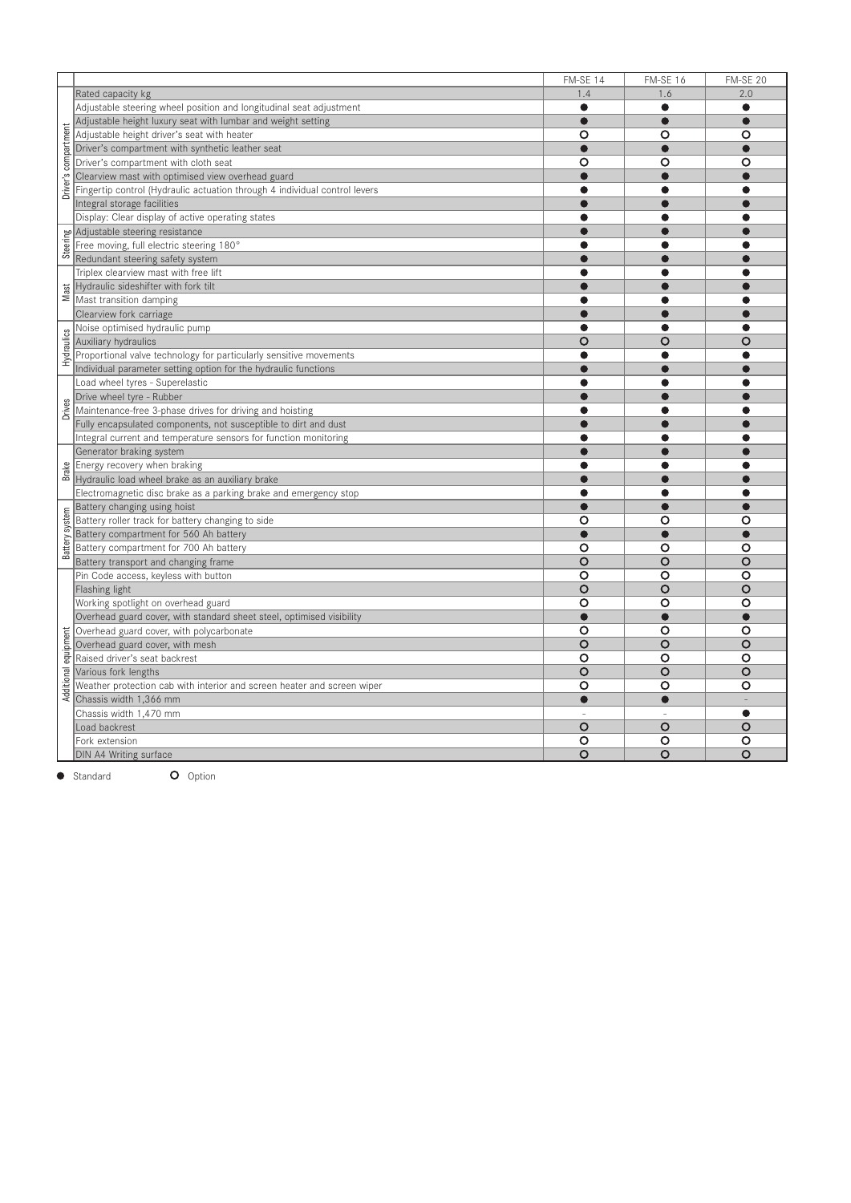| | | FM-SE 14 | FM-SE 16 | FM-SE 20 |
|---|---|---|---|---|
| | Rated capacity kg | 1.4 | 1.6 | 2.0 |
| Driver's compartment | Adjustable steering wheel position and longitudinal seat adjustment | ● | ● | ● |
| | Adjustable height luxury seat with lumbar and weight setting | ● | ● | ● |
| | Adjustable height driver's seat with heater | O | O | O |
| | Driver's compartment with synthetic leather seat | ● | ● | ● |
| | Driver's compartment with cloth seat | O | O | O |
| | Clearview mast with optimised view overhead guard | ● | ● | ● |
| | Fingertip control (Hydraulic actuation through 4 individual control levers | ● | ● | ● |
| | Integral storage facilities | ● | ● | ● |
| | Display: Clear display of active operating states | ● | ● | ● |
| Steering | Adjustable steering resistance | ● | ● | ● |
| | Free moving, full electric steering 180° | ● | ● | ● |
| | Redundant steering safety system | ● | ● | ● |
| Mast | Triplex clearview mast with free lift | ● | ● | ● |
| | Hydraulic sideshifter with fork tilt | ● | ● | ● |
| | Mast transition damping | ● | ● | ● |
| | Clearview fork carriage | ● | ● | ● |
| Hydraulics | Noise optimised hydraulic pump | ● | ● | ● |
| | Auxiliary hydraulics | O | O | O |
| | Proportional valve technology for particularly sensitive movements | ● | ● | ● |
| | Individual parameter setting option for the hydraulic functions | ● | ● | ● |
| Drives | Load wheel tyres - Superelastic | ● | ● | ● |
| | Drive wheel tyre - Rubber | ● | ● | ● |
| | Maintenance-free 3-phase drives for driving and hoisting | ● | ● | ● |
| | Fully encapsulated components, not susceptible to dirt and dust | ● | ● | ● |
| | Integral current and temperature sensors for function monitoring | ● | ● | ● |
| Brake | Generator braking system | ● | ● | ● |
| | Energy recovery when braking | ● | ● | ● |
| | Hydraulic load wheel brake as an auxiliary brake | ● | ● | ● |
| | Electromagnetic disc brake as a parking brake and emergency stop | ● | ● | ● |
| Battery system | Battery changing using hoist | ● | ● | ● |
| | Battery roller track for battery changing to side | O | O | O |
| | Battery compartment for 560 Ah battery | ● | ● | ● |
| | Battery compartment for 700 Ah battery | O | O | O |
| | Battery transport and changing frame | O | O | O |
| Additional equipment | Pin Code access, keyless with button | O | O | O |
| | Flashing light | O | O | O |
| | Working spotlight on overhead guard | O | O | O |
| | Overhead guard cover, with standard sheet steel, optimised visibility | ● | ● | ● |
| | Overhead guard cover, with polycarbonate | O | O | O |
| | Overhead guard cover, with mesh | O | O | O |
| | Raised driver's seat backrest | O | O | O |
| | Various fork lengths | O | O | O |
| | Weather protection cab with interior and screen heater and screen wiper | O | O | O |
| | Chassis width 1,366 mm | ● | ● | - |
| | Chassis width 1,470 mm | - | - | ● |
| | Load backrest | O | O | O |
| | Fork extension | O | O | O |
| | DIN A4 Writing surface | O | O | O |

● Standard O Option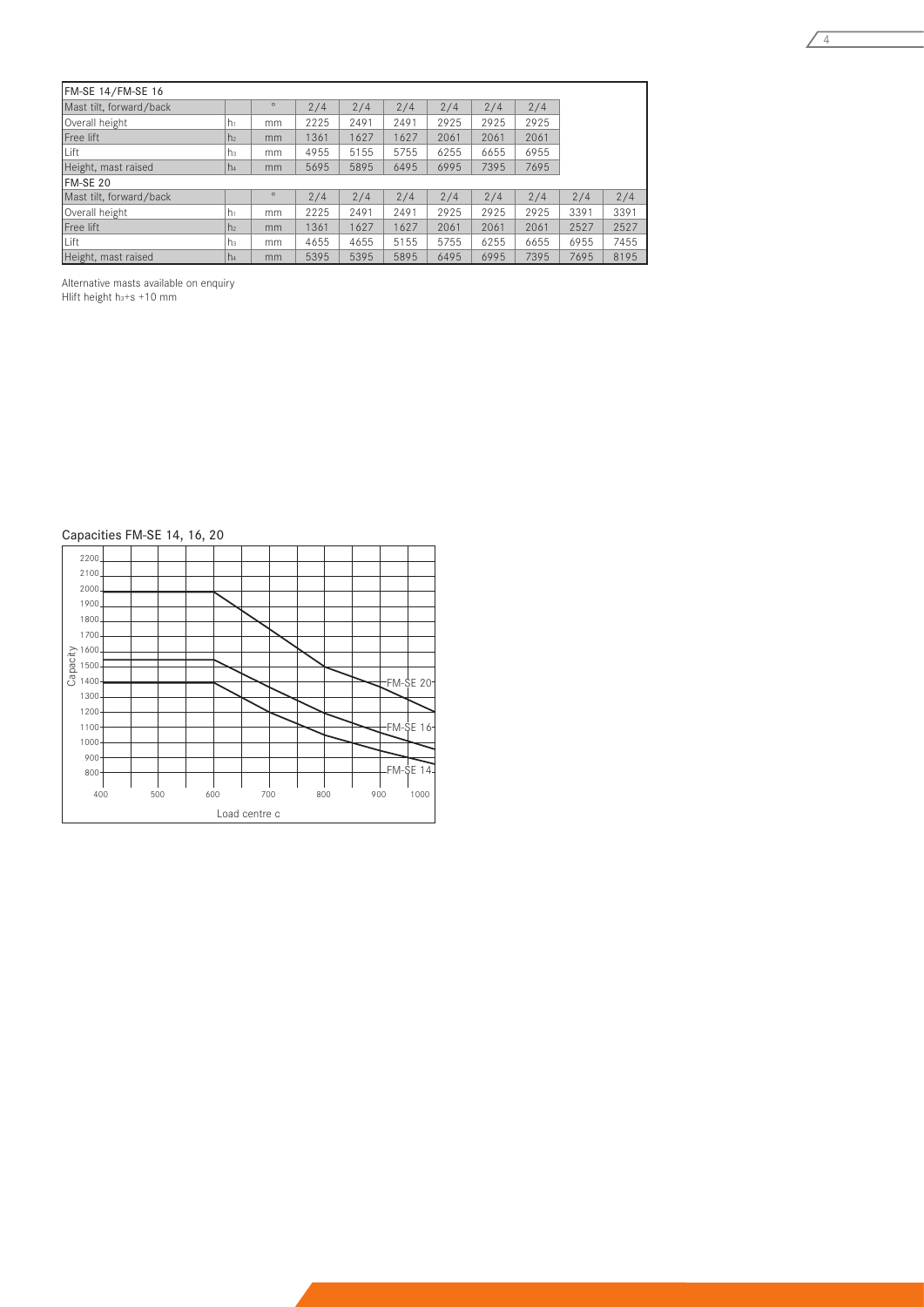| FM-SE 14/FM-SE 16 | | | | | | | | | | |
|---|---|---|---|---|---|---|---|---|---|---|
| Mast tilt, forward/back | | ° | 2/4 | 2/4 | 2/4 | 2/4 | 2/4 | 2/4 | | |
| Overall height | $h_1$ | mm | 2225 | 2491 | 2491 | 2925 | 2925 | 2925 | | |
| Free lift | $h_2$ | mm | 1361 | 1627 | 1627 | 2061 | 2061 | 2061 | | |
| Lift | $h_3$ | mm | 4955 | 5155 | 5755 | 6255 | 6655 | 6955 | | |
| Height, mast raised | $h_4$ | mm | 5695 | 5895 | 6495 | 6995 | 7395 | 7695 | | |
| **FM-SE 20** | | | | | | | | | | |
| Mast tilt, forward/back | | ° | 2/4 | 2/4 | 2/4 | 2/4 | 2/4 | 2/4 | 2/4 | 2/4 |
| Overall height | $h_1$ | mm | 2225 | 2491 | 2491 | 2925 | 2925 | 2925 | 3391 | 3391 |
| Free lift | $h_2$ | mm | 1361 | 1627 | 1627 | 2061 | 2061 | 2061 | 2527 | 2527 |
| Lift | $h_3$ | mm | 4655 | 4655 | 5155 | 5755 | 6255 | 6655 | 6955 | 7455 |
| Height, mast raised | $h_4$ | mm | 5395 | 5395 | 5895 | 6495 | 6995 | 7395 | 7695 | 8195 |

Alternative masts available on enquiry
Hlift height $h_3$+s +10 mm

Capacities FM-SE 14, 16, 20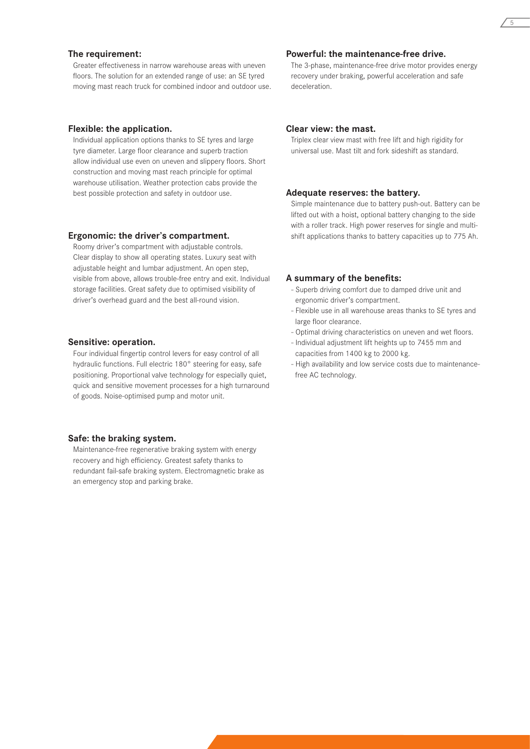### The requirement:

Greater effectiveness in narrow warehouse areas with uneven floors. The solution for an extended range of use: an SE tyred moving mast reach truck for combined indoor and outdoor use.

### Flexible: the application.

Individual application options thanks to SE tyres and large tyre diameter. Large floor clearance and superb traction allow individual use even on uneven and slippery floors. Short construction and moving mast reach principle for optimal warehouse utilisation. Weather protection cabs provide the best possible protection and safety in outdoor use.

### Ergonomic: the driver's compartment.

Roomy driver's compartment with adjustable controls. Clear display to show all operating states. Luxury seat with adjustable height and lumbar adjustment. An open step, visible from above, allows trouble-free entry and exit. Individual storage facilities. Great safety due to optimised visibility of driver's overhead guard and the best all-round vision.

### Sensitive: operation.

Four individual fingertip control levers for easy control of all hydraulic functions. Full electric 180° steering for easy, safe positioning. Proportional valve technology for especially quiet, quick and sensitive movement processes for a high turnaround of goods. Noise-optimised pump and motor unit.

### Safe: the braking system.

Maintenance-free regenerative braking system with energy recovery and high efficiency. Greatest safety thanks to redundant fail-safe braking system. Electromagnetic brake as an emergency stop and parking brake.

### Powerful: the maintenance-free drive.

The 3-phase, maintenance-free drive motor provides energy recovery under braking, powerful acceleration and safe deceleration.

### Clear view: the mast.

Triplex clear view mast with free lift and high rigidity for universal use. Mast tilt and fork sideshift as standard.

### Adequate reserves: the battery.

Simple maintenance due to battery push-out. Battery can be lifted out with a hoist, optional battery changing to the side with a roller track. High power reserves for single and multi-shift applications thanks to battery capacities up to 775 Ah.

### A summary of the benefits:

- Superb driving comfort due to damped drive unit and ergonomic driver's compartment.
- Flexible use in all warehouse areas thanks to SE tyres and large floor clearance.
- Optimal driving characteristics on uneven and wet floors.
- Individual adjustment lift heights up to 7455 mm and capacities from 1400 kg to 2000 kg.
- High availability and low service costs due to maintenance-free AC technology.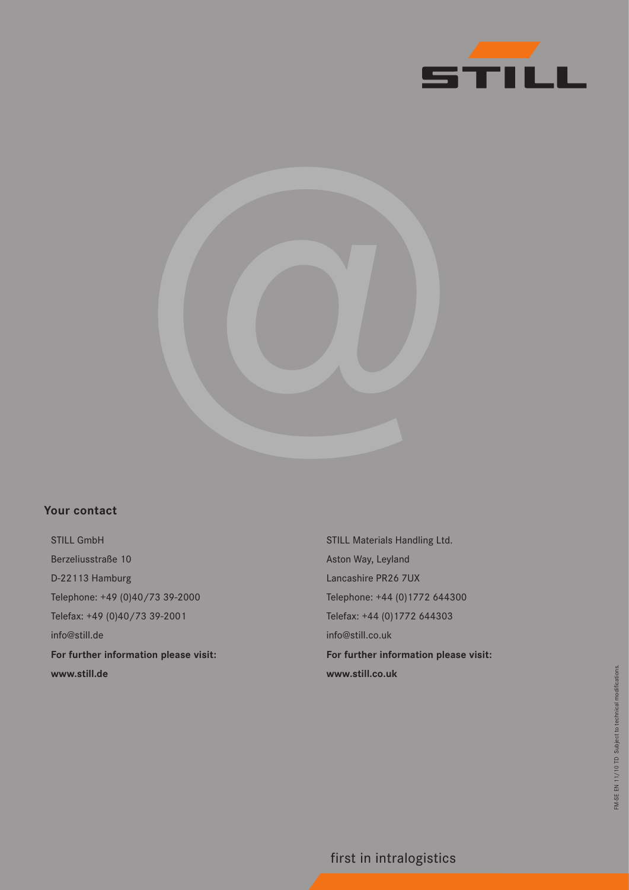STILL

## Your contact

STILL GmbH
Berzeliusstraße 10
D-22113 Hamburg
Telephone: +49 (0)40/73 39-2000
Telefax: +49 (0)40/73 39-2001
info@still.de
**For further information please visit:**
**www.still.de**

STILL Materials Handling Ltd.
Aston Way, Leyland
Lancashire PR26 7UX
Telephone: +44 (0)1772 644300
Telefax: +44 (0)1772 644303
info@still.co.uk
**For further information please visit:**
**www.still.co.uk**

FM-SE EN 11/10 TD Subject to technical modifications.

first in intralogistics